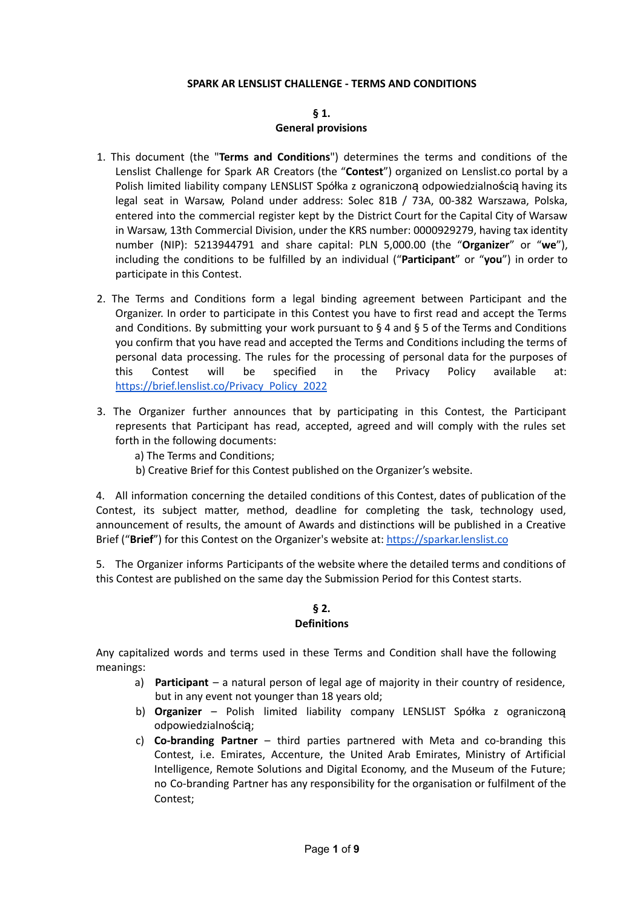# SPARK AR LENSLIST CHALLENGE - TERMS AND CONDITIONS

## § 1.
## General provisions

1. This document (the "**Terms and Conditions**") determines the terms and conditions of the Lenslist Challenge for Spark AR Creators (the "**Contest**") organized on Lenslist.co portal by a Polish limited liability company LENSLIST Spółka z ograniczoną odpowiedzialnością having its legal seat in Warsaw, Poland under address: Solec 81B / 73A, 00-382 Warszawa, Polska, entered into the commercial register kept by the District Court for the Capital City of Warsaw in Warsaw, 13th Commercial Division, under the KRS number: 0000929279, having tax identity number (NIP): 5213944791 and share capital: PLN 5,000.00 (the "**Organizer**" or "**we**"), including the conditions to be fulfilled by an individual ("**Participant**" or "**you**") in order to participate in this Contest.

2. The Terms and Conditions form a legal binding agreement between Participant and the Organizer. In order to participate in this Contest you have to first read and accept the Terms and Conditions. By submitting your work pursuant to § 4 and § 5 of the Terms and Conditions you confirm that you have read and accepted the Terms and Conditions including the terms of personal data processing. The rules for the processing of personal data for the purposes of this Contest will be specified in the Privacy Policy available at: [https://brief.lenslist.co/Privacy_Policy_2022](https://brief.lenslist.co/Privacy_Policy_2022)

3. The Organizer further announces that by participating in this Contest, the Participant represents that Participant has read, accepted, agreed and will comply with the rules set forth in the following documents:
   a) The Terms and Conditions;
   b) Creative Brief for this Contest published on the Organizer's website.

4. All information concerning the detailed conditions of this Contest, dates of publication of the Contest, its subject matter, method, deadline for completing the task, technology used, announcement of results, the amount of Awards and distinctions will be published in a Creative Brief ("**Brief**") for this Contest on the Organizer's website at: [https://sparkar.lenslist.co](https://sparkar.lenslist.co)

5. The Organizer informs Participants of the website where the detailed terms and conditions of this Contest are published on the same day the Submission Period for this Contest starts.

## § 2.
## Definitions

Any capitalized words and terms used in these Terms and Condition shall have the following meanings:

a) **Participant** – a natural person of legal age of majority in their country of residence, but in any event not younger than 18 years old;
b) **Organizer** – Polish limited liability company LENSLIST Spółka z ograniczoną odpowiedzialnością;
c) **Co-branding Partner** – third parties partnered with Meta and co-branding this Contest, i.e. Emirates, Accenture, the United Arab Emirates, Ministry of Artificial Intelligence, Remote Solutions and Digital Economy, and the Museum of the Future; no Co-branding Partner has any responsibility for the organisation or fulfilment of the Contest;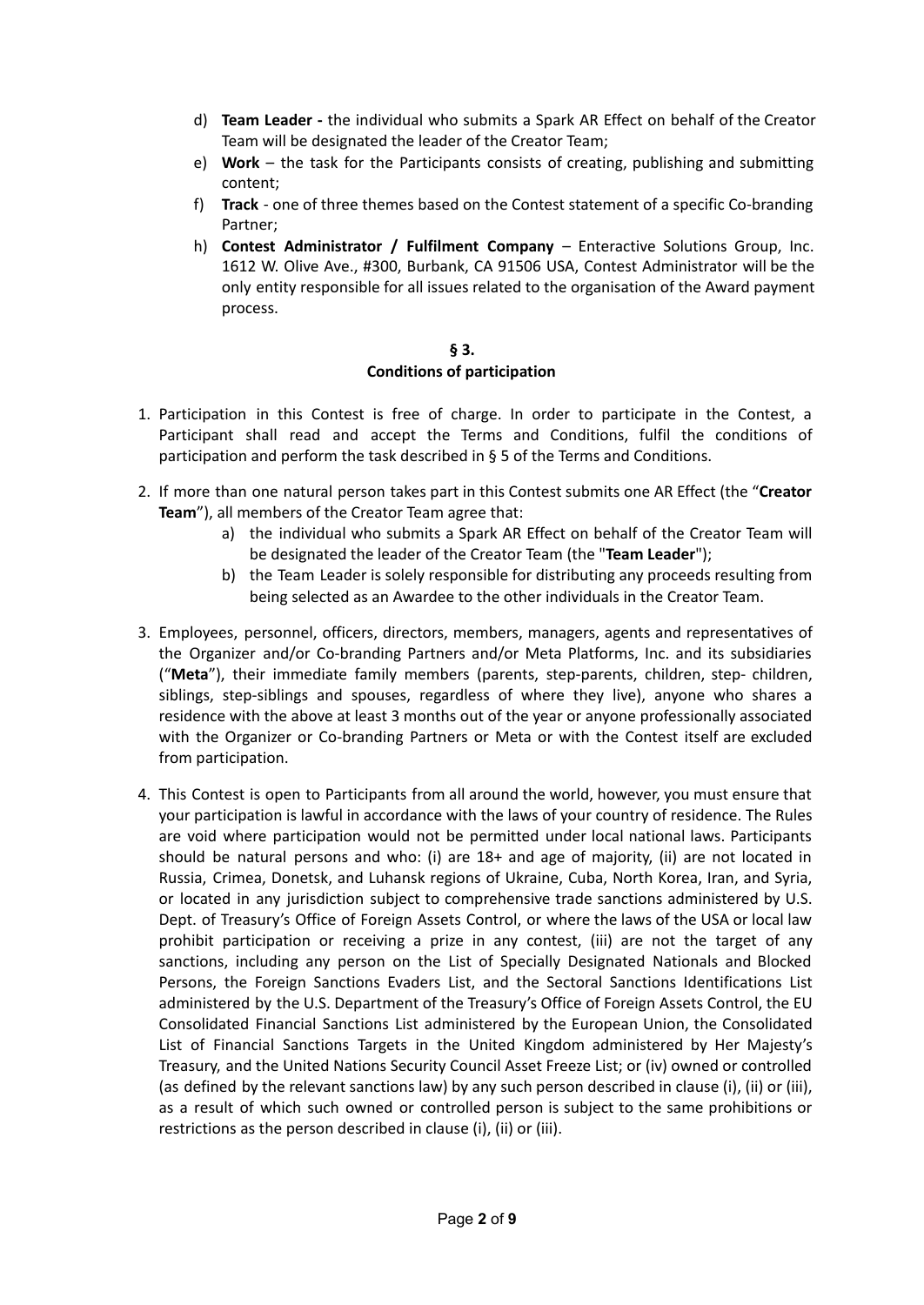d) **Team Leader -** the individual who submits a Spark AR Effect on behalf of the Creator Team will be designated the leader of the Creator Team;

e) **Work** – the task for the Participants consists of creating, publishing and submitting content;

f) **Track** - one of three themes based on the Contest statement of a specific Co-branding Partner;

h) **Contest Administrator / Fulfilment Company** – Enteractive Solutions Group, Inc. 1612 W. Olive Ave., #300, Burbank, CA 91506 USA, Contest Administrator will be the only entity responsible for all issues related to the organisation of the Award payment process.

## § 3.
## Conditions of participation

1. Participation in this Contest is free of charge. In order to participate in the Contest, a Participant shall read and accept the Terms and Conditions, fulfil the conditions of participation and perform the task described in § 5 of the Terms and Conditions.

2. If more than one natural person takes part in this Contest submits one AR Effect (the "**Creator Team**"), all members of the Creator Team agree that:
   a) the individual who submits a Spark AR Effect on behalf of the Creator Team will be designated the leader of the Creator Team (the "**Team Leader**");
   b) the Team Leader is solely responsible for distributing any proceeds resulting from being selected as an Awardee to the other individuals in the Creator Team.

3. Employees, personnel, officers, directors, members, managers, agents and representatives of the Organizer and/or Co-branding Partners and/or Meta Platforms, Inc. and its subsidiaries ("**Meta**"), their immediate family members (parents, step-parents, children, step- children, siblings, step-siblings and spouses, regardless of where they live), anyone who shares a residence with the above at least 3 months out of the year or anyone professionally associated with the Organizer or Co-branding Partners or Meta or with the Contest itself are excluded from participation.

4. This Contest is open to Participants from all around the world, however, you must ensure that your participation is lawful in accordance with the laws of your country of residence. The Rules are void where participation would not be permitted under local national laws. Participants should be natural persons and who: (i) are 18+ and age of majority, (ii) are not located in Russia, Crimea, Donetsk, and Luhansk regions of Ukraine, Cuba, North Korea, Iran, and Syria, or located in any jurisdiction subject to comprehensive trade sanctions administered by U.S. Dept. of Treasury's Office of Foreign Assets Control, or where the laws of the USA or local law prohibit participation or receiving a prize in any contest, (iii) are not the target of any sanctions, including any person on the List of Specially Designated Nationals and Blocked Persons, the Foreign Sanctions Evaders List, and the Sectoral Sanctions Identifications List administered by the U.S. Department of the Treasury's Office of Foreign Assets Control, the EU Consolidated Financial Sanctions List administered by the European Union, the Consolidated List of Financial Sanctions Targets in the United Kingdom administered by Her Majesty's Treasury, and the United Nations Security Council Asset Freeze List; or (iv) owned or controlled (as defined by the relevant sanctions law) by any such person described in clause (i), (ii) or (iii), as a result of which such owned or controlled person is subject to the same prohibitions or restrictions as the person described in clause (i), (ii) or (iii).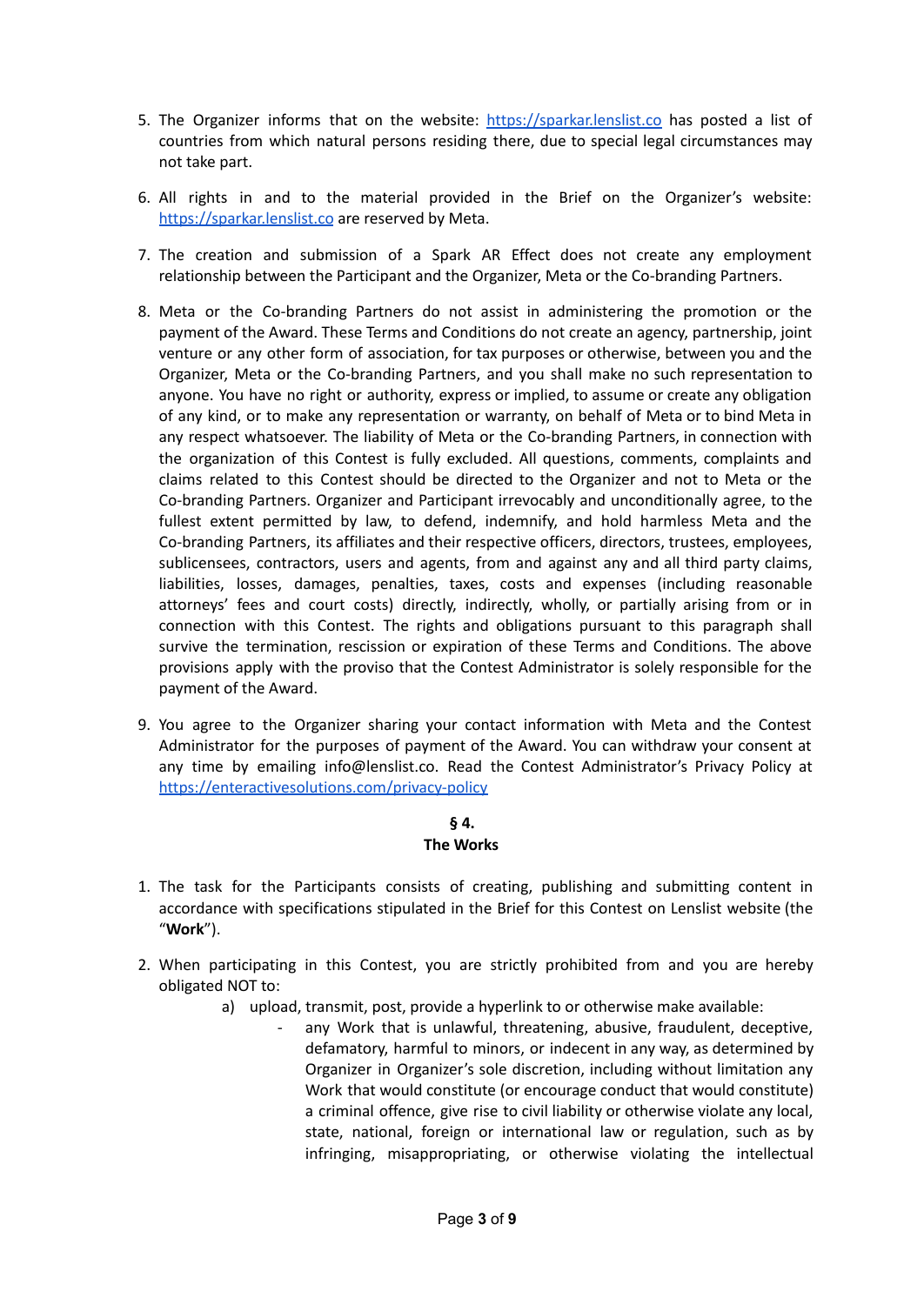5. The Organizer informs that on the website: https://sparkar.lenslist.co has posted a list of countries from which natural persons residing there, due to special legal circumstances may not take part.

6. All rights in and to the material provided in the Brief on the Organizer's website: https://sparkar.lenslist.co are reserved by Meta.

7. The creation and submission of a Spark AR Effect does not create any employment relationship between the Participant and the Organizer, Meta or the Co-branding Partners.

8. Meta or the Co-branding Partners do not assist in administering the promotion or the payment of the Award. These Terms and Conditions do not create an agency, partnership, joint venture or any other form of association, for tax purposes or otherwise, between you and the Organizer, Meta or the Co-branding Partners, and you shall make no such representation to anyone. You have no right or authority, express or implied, to assume or create any obligation of any kind, or to make any representation or warranty, on behalf of Meta or to bind Meta in any respect whatsoever. The liability of Meta or the Co-branding Partners, in connection with the organization of this Contest is fully excluded. All questions, comments, complaints and claims related to this Contest should be directed to the Organizer and not to Meta or the Co-branding Partners. Organizer and Participant irrevocably and unconditionally agree, to the fullest extent permitted by law, to defend, indemnify, and hold harmless Meta and the Co-branding Partners, its affiliates and their respective officers, directors, trustees, employees, sublicensees, contractors, users and agents, from and against any and all third party claims, liabilities, losses, damages, penalties, taxes, costs and expenses (including reasonable attorneys' fees and court costs) directly, indirectly, wholly, or partially arising from or in connection with this Contest. The rights and obligations pursuant to this paragraph shall survive the termination, rescission or expiration of these Terms and Conditions. The above provisions apply with the proviso that the Contest Administrator is solely responsible for the payment of the Award.

9. You agree to the Organizer sharing your contact information with Meta and the Contest Administrator for the purposes of payment of the Award. You can withdraw your consent at any time by emailing info@lenslist.co. Read the Contest Administrator's Privacy Policy at https://enteractivesolutions.com/privacy-policy

## § 4.
## The Works

1. The task for the Participants consists of creating, publishing and submitting content in accordance with specifications stipulated in the Brief for this Contest on Lenslist website (the "**Work**").

2. When participating in this Contest, you are strictly prohibited from and you are hereby obligated NOT to:
   a) upload, transmit, post, provide a hyperlink to or otherwise make available:
      - any Work that is unlawful, threatening, abusive, fraudulent, deceptive, defamatory, harmful to minors, or indecent in any way, as determined by Organizer in Organizer's sole discretion, including without limitation any Work that would constitute (or encourage conduct that would constitute) a criminal offence, give rise to civil liability or otherwise violate any local, state, national, foreign or international law or regulation, such as by infringing, misappropriating, or otherwise violating the intellectual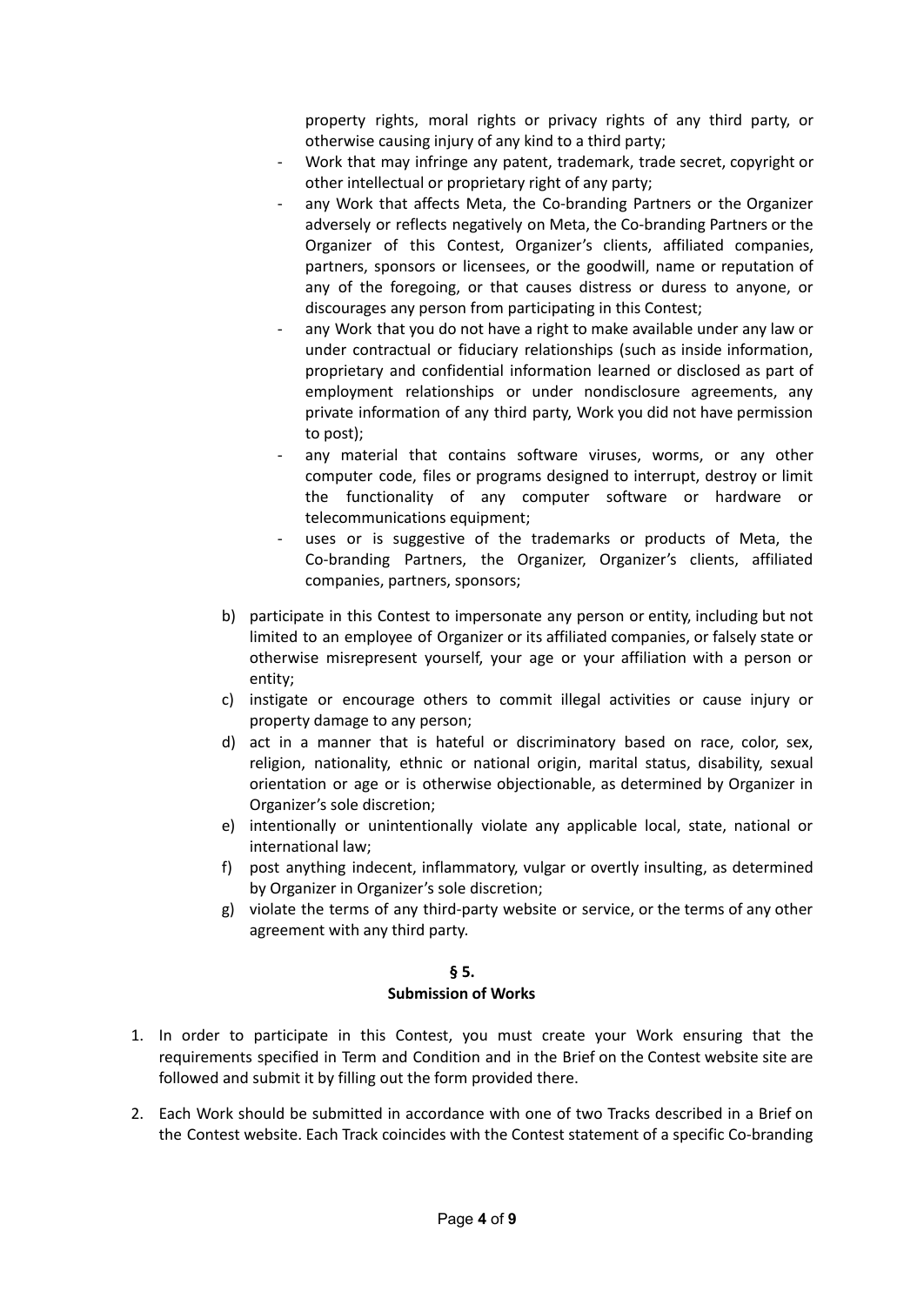property rights, moral rights or privacy rights of any third party, or otherwise causing injury of any kind to a third party;
- Work that may infringe any patent, trademark, trade secret, copyright or other intellectual or proprietary right of any party;
- any Work that affects Meta, the Co-branding Partners or the Organizer adversely or reflects negatively on Meta, the Co-branding Partners or the Organizer of this Contest, Organizer's clients, affiliated companies, partners, sponsors or licensees, or the goodwill, name or reputation of any of the foregoing, or that causes distress or duress to anyone, or discourages any person from participating in this Contest;
- any Work that you do not have a right to make available under any law or under contractual or fiduciary relationships (such as inside information, proprietary and confidential information learned or disclosed as part of employment relationships or under nondisclosure agreements, any private information of any third party, Work you did not have permission to post);
- any material that contains software viruses, worms, or any other computer code, files or programs designed to interrupt, destroy or limit the functionality of any computer software or hardware or telecommunications equipment;
- uses or is suggestive of the trademarks or products of Meta, the Co-branding Partners, the Organizer, Organizer's clients, affiliated companies, partners, sponsors;

b) participate in this Contest to impersonate any person or entity, including but not limited to an employee of Organizer or its affiliated companies, or falsely state or otherwise misrepresent yourself, your age or your affiliation with a person or entity;

c) instigate or encourage others to commit illegal activities or cause injury or property damage to any person;

d) act in a manner that is hateful or discriminatory based on race, color, sex, religion, nationality, ethnic or national origin, marital status, disability, sexual orientation or age or is otherwise objectionable, as determined by Organizer in Organizer's sole discretion;

e) intentionally or unintentionally violate any applicable local, state, national or international law;

f) post anything indecent, inflammatory, vulgar or overtly insulting, as determined by Organizer in Organizer's sole discretion;

g) violate the terms of any third-party website or service, or the terms of any other agreement with any third party.

## § 5.
## Submission of Works

1. In order to participate in this Contest, you must create your Work ensuring that the requirements specified in Term and Condition and in the Brief on the Contest website site are followed and submit it by filling out the form provided there.

2. Each Work should be submitted in accordance with one of two Tracks described in a Brief on the Contest website. Each Track coincides with the Contest statement of a specific Co-branding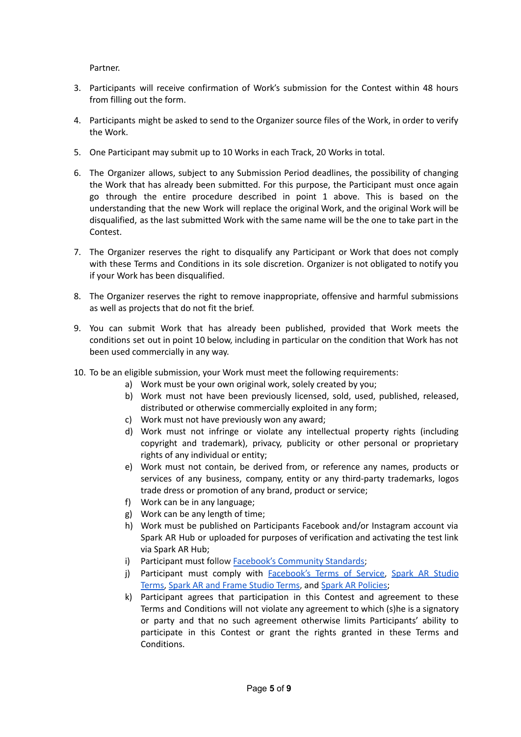Partner.

3. Participants will receive confirmation of Work's submission for the Contest within 48 hours from filling out the form.

4. Participants might be asked to send to the Organizer source files of the Work, in order to verify the Work.

5. One Participant may submit up to 10 Works in each Track, 20 Works in total.

6. The Organizer allows, subject to any Submission Period deadlines, the possibility of changing the Work that has already been submitted. For this purpose, the Participant must once again go through the entire procedure described in point 1 above. This is based on the understanding that the new Work will replace the original Work, and the original Work will be disqualified, as the last submitted Work with the same name will be the one to take part in the Contest.

7. The Organizer reserves the right to disqualify any Participant or Work that does not comply with these Terms and Conditions in its sole discretion. Organizer is not obligated to notify you if your Work has been disqualified.

8. The Organizer reserves the right to remove inappropriate, offensive and harmful submissions as well as projects that do not fit the brief.

9. You can submit Work that has already been published, provided that Work meets the conditions set out in point 10 below, including in particular on the condition that Work has not been used commercially in any way.

10. To be an eligible submission, your Work must meet the following requirements:
    a) Work must be your own original work, solely created by you;
    b) Work must not have been previously licensed, sold, used, published, released, distributed or otherwise commercially exploited in any form;
    c) Work must not have previously won any award;
    d) Work must not infringe or violate any intellectual property rights (including copyright and trademark), privacy, publicity or other personal or proprietary rights of any individual or entity;
    e) Work must not contain, be derived from, or reference any names, products or services of any business, company, entity or any third-party trademarks, logos trade dress or promotion of any brand, product or service;
    f) Work can be in any language;
    g) Work can be any length of time;
    h) Work must be published on Participants Facebook and/or Instagram account via Spark AR Hub or uploaded for purposes of verification and activating the test link via Spark AR Hub;
    i) Participant must follow Facebook's Community Standards;
    j) Participant must comply with Facebook's Terms of Service, Spark AR Studio Terms, Spark AR and Frame Studio Terms, and Spark AR Policies;
    k) Participant agrees that participation in this Contest and agreement to these Terms and Conditions will not violate any agreement to which (s)he is a signatory or party and that no such agreement otherwise limits Participants' ability to participate in this Contest or grant the rights granted in these Terms and Conditions.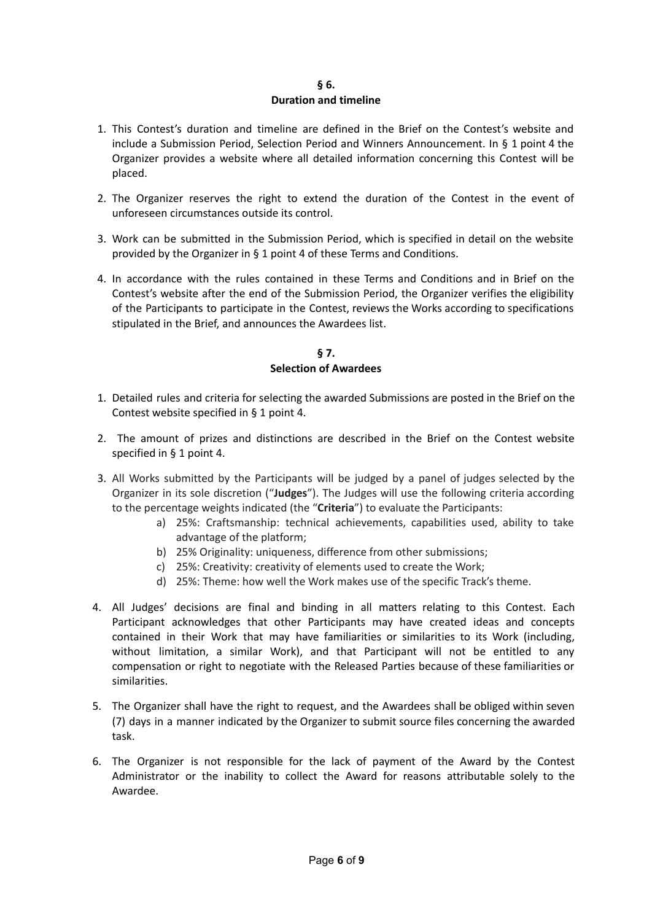## § 6.
## Duration and timeline

1. This Contest's duration and timeline are defined in the Brief on the Contest's website and include a Submission Period, Selection Period and Winners Announcement. In § 1 point 4 the Organizer provides a website where all detailed information concerning this Contest will be placed.

2. The Organizer reserves the right to extend the duration of the Contest in the event of unforeseen circumstances outside its control.

3. Work can be submitted in the Submission Period, which is specified in detail on the website provided by the Organizer in § 1 point 4 of these Terms and Conditions.

4. In accordance with the rules contained in these Terms and Conditions and in Brief on the Contest's website after the end of the Submission Period, the Organizer verifies the eligibility of the Participants to participate in the Contest, reviews the Works according to specifications stipulated in the Brief, and announces the Awardees list.

## § 7.
## Selection of Awardees

1. Detailed rules and criteria for selecting the awarded Submissions are posted in the Brief on the Contest website specified in § 1 point 4.

2. The amount of prizes and distinctions are described in the Brief on the Contest website specified in § 1 point 4.

3. All Works submitted by the Participants will be judged by a panel of judges selected by the Organizer in its sole discretion ("**Judges**"). The Judges will use the following criteria according to the percentage weights indicated (the "**Criteria**") to evaluate the Participants:
   a) 25%: Craftsmanship: technical achievements, capabilities used, ability to take advantage of the platform;
   b) 25% Originality: uniqueness, difference from other submissions;
   c) 25%: Creativity: creativity of elements used to create the Work;
   d) 25%: Theme: how well the Work makes use of the specific Track's theme.

4. All Judges' decisions are final and binding in all matters relating to this Contest. Each Participant acknowledges that other Participants may have created ideas and concepts contained in their Work that may have familiarities or similarities to its Work (including, without limitation, a similar Work), and that Participant will not be entitled to any compensation or right to negotiate with the Released Parties because of these familiarities or similarities.

5. The Organizer shall have the right to request, and the Awardees shall be obliged within seven (7) days in a manner indicated by the Organizer to submit source files concerning the awarded task.

6. The Organizer is not responsible for the lack of payment of the Award by the Contest Administrator or the inability to collect the Award for reasons attributable solely to the Awardee.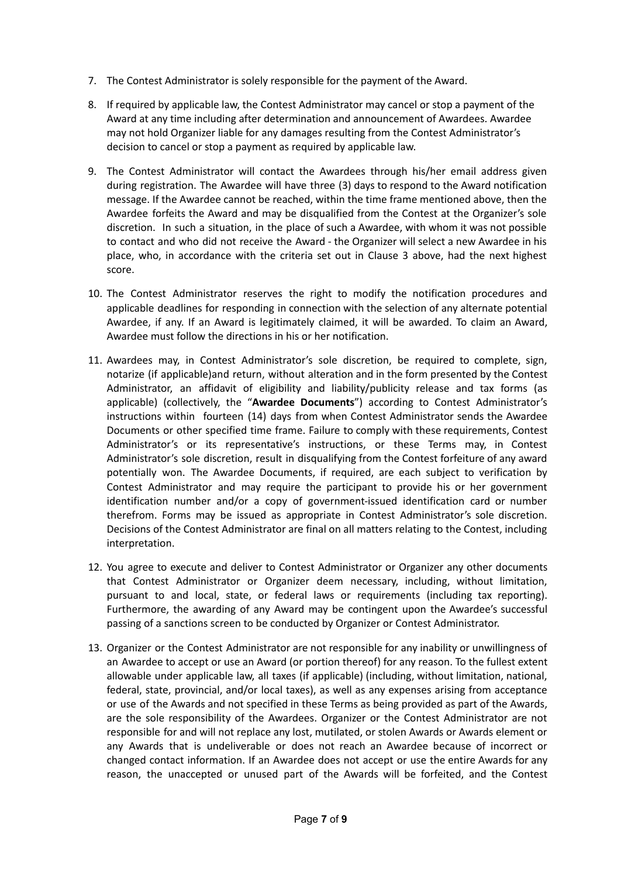7. The Contest Administrator is solely responsible for the payment of the Award.

8. If required by applicable law, the Contest Administrator may cancel or stop a payment of the Award at any time including after determination and announcement of Awardees. Awardee may not hold Organizer liable for any damages resulting from the Contest Administrator's decision to cancel or stop a payment as required by applicable law.

9. The Contest Administrator will contact the Awardees through his/her email address given during registration. The Awardee will have three (3) days to respond to the Award notification message. If the Awardee cannot be reached, within the time frame mentioned above, then the Awardee forfeits the Award and may be disqualified from the Contest at the Organizer's sole discretion. In such a situation, in the place of such a Awardee, with whom it was not possible to contact and who did not receive the Award - the Organizer will select a new Awardee in his place, who, in accordance with the criteria set out in Clause 3 above, had the next highest score.

10. The Contest Administrator reserves the right to modify the notification procedures and applicable deadlines for responding in connection with the selection of any alternate potential Awardee, if any. If an Award is legitimately claimed, it will be awarded. To claim an Award, Awardee must follow the directions in his or her notification.

11. Awardees may, in Contest Administrator's sole discretion, be required to complete, sign, notarize (if applicable)and return, without alteration and in the form presented by the Contest Administrator, an affidavit of eligibility and liability/publicity release and tax forms (as applicable) (collectively, the "**Awardee Documents**") according to Contest Administrator's instructions within fourteen (14) days from when Contest Administrator sends the Awardee Documents or other specified time frame. Failure to comply with these requirements, Contest Administrator's or its representative's instructions, or these Terms may, in Contest Administrator's sole discretion, result in disqualifying from the Contest forfeiture of any award potentially won. The Awardee Documents, if required, are each subject to verification by Contest Administrator and may require the participant to provide his or her government identification number and/or a copy of government-issued identification card or number therefrom. Forms may be issued as appropriate in Contest Administrator's sole discretion. Decisions of the Contest Administrator are final on all matters relating to the Contest, including interpretation.

12. You agree to execute and deliver to Contest Administrator or Organizer any other documents that Contest Administrator or Organizer deem necessary, including, without limitation, pursuant to and local, state, or federal laws or requirements (including tax reporting). Furthermore, the awarding of any Award may be contingent upon the Awardee's successful passing of a sanctions screen to be conducted by Organizer or Contest Administrator.

13. Organizer or the Contest Administrator are not responsible for any inability or unwillingness of an Awardee to accept or use an Award (or portion thereof) for any reason. To the fullest extent allowable under applicable law, all taxes (if applicable) (including, without limitation, national, federal, state, provincial, and/or local taxes), as well as any expenses arising from acceptance or use of the Awards and not specified in these Terms as being provided as part of the Awards, are the sole responsibility of the Awardees. Organizer or the Contest Administrator are not responsible for and will not replace any lost, mutilated, or stolen Awards or Awards element or any Awards that is undeliverable or does not reach an Awardee because of incorrect or changed contact information. If an Awardee does not accept or use the entire Awards for any reason, the unaccepted or unused part of the Awards will be forfeited, and the Contest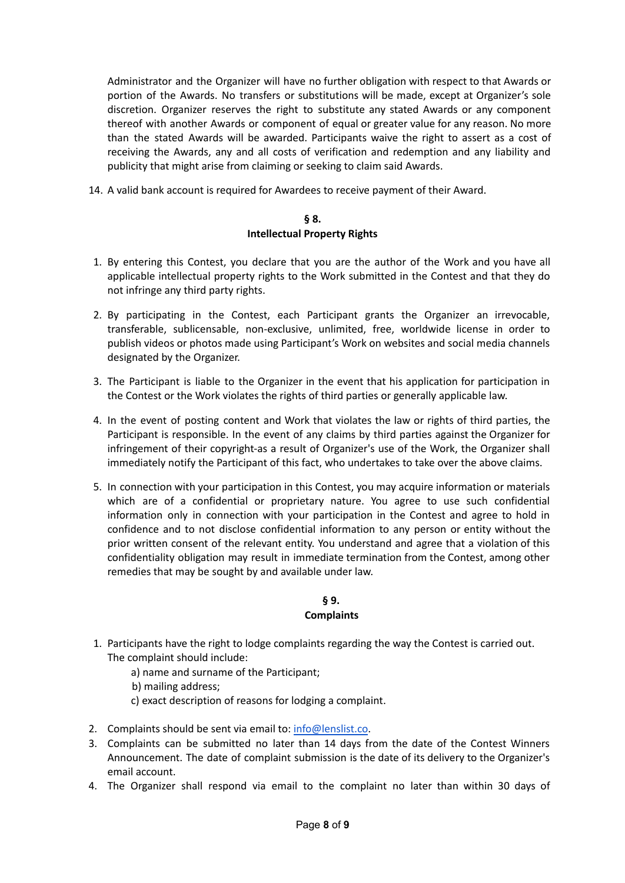Administrator and the Organizer will have no further obligation with respect to that Awards or portion of the Awards. No transfers or substitutions will be made, except at Organizer's sole discretion. Organizer reserves the right to substitute any stated Awards or any component thereof with another Awards or component of equal or greater value for any reason. No more than the stated Awards will be awarded. Participants waive the right to assert as a cost of receiving the Awards, any and all costs of verification and redemption and any liability and publicity that might arise from claiming or seeking to claim said Awards.

14. A valid bank account is required for Awardees to receive payment of their Award.

## § 8.
## Intellectual Property Rights

1. By entering this Contest, you declare that you are the author of the Work and you have all applicable intellectual property rights to the Work submitted in the Contest and that they do not infringe any third party rights.

2. By participating in the Contest, each Participant grants the Organizer an irrevocable, transferable, sublicensable, non-exclusive, unlimited, free, worldwide license in order to publish videos or photos made using Participant's Work on websites and social media channels designated by the Organizer.

3. The Participant is liable to the Organizer in the event that his application for participation in the Contest or the Work violates the rights of third parties or generally applicable law.

4. In the event of posting content and Work that violates the law or rights of third parties, the Participant is responsible. In the event of any claims by third parties against the Organizer for infringement of their copyright-as a result of Organizer's use of the Work, the Organizer shall immediately notify the Participant of this fact, who undertakes to take over the above claims.

5. In connection with your participation in this Contest, you may acquire information or materials which are of a confidential or proprietary nature. You agree to use such confidential information only in connection with your participation in the Contest and agree to hold in confidence and to not disclose confidential information to any person or entity without the prior written consent of the relevant entity. You understand and agree that a violation of this confidentiality obligation may result in immediate termination from the Contest, among other remedies that may be sought by and available under law.

## § 9.
## Complaints

1. Participants have the right to lodge complaints regarding the way the Contest is carried out. The complaint should include:
   a) name and surname of the Participant;
   b) mailing address;
   c) exact description of reasons for lodging a complaint.
2. Complaints should be sent via email to: info@lenslist.co.
3. Complaints can be submitted no later than 14 days from the date of the Contest Winners Announcement. The date of complaint submission is the date of its delivery to the Organizer's email account.
4. The Organizer shall respond via email to the complaint no later than within 30 days of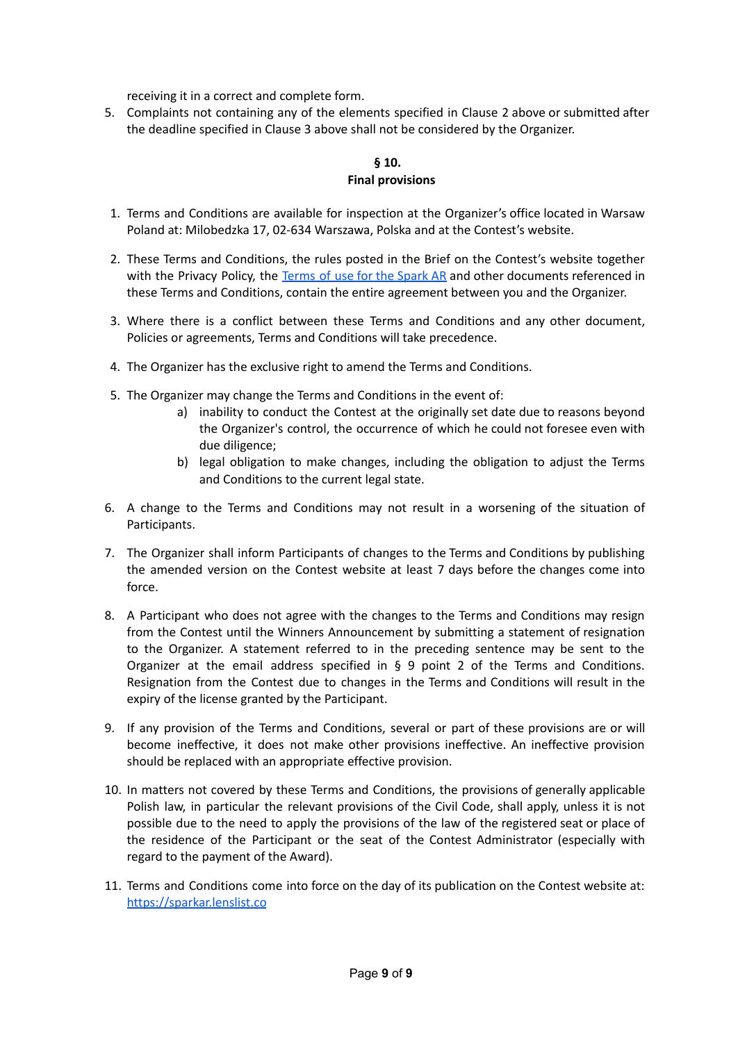receiving it in a correct and complete form.

5. Complaints not containing any of the elements specified in Clause 2 above or submitted after the deadline specified in Clause 3 above shall not be considered by the Organizer.

## § 10.
## Final provisions

1. Terms and Conditions are available for inspection at the Organizer's office located in Warsaw Poland at: Milobedzka 17, 02-634 Warszawa, Polska and at the Contest's website.

2. These Terms and Conditions, the rules posted in the Brief on the Contest's website together with the Privacy Policy, the Terms of use for the Spark AR and other documents referenced in these Terms and Conditions, contain the entire agreement between you and the Organizer.

3. Where there is a conflict between these Terms and Conditions and any other document, Policies or agreements, Terms and Conditions will take precedence.

4. The Organizer has the exclusive right to amend the Terms and Conditions.

5. The Organizer may change the Terms and Conditions in the event of:
   a) inability to conduct the Contest at the originally set date due to reasons beyond the Organizer's control, the occurrence of which he could not foresee even with due diligence;
   b) legal obligation to make changes, including the obligation to adjust the Terms and Conditions to the current legal state.

6. A change to the Terms and Conditions may not result in a worsening of the situation of Participants.

7. The Organizer shall inform Participants of changes to the Terms and Conditions by publishing the amended version on the Contest website at least 7 days before the changes come into force.

8. A Participant who does not agree with the changes to the Terms and Conditions may resign from the Contest until the Winners Announcement by submitting a statement of resignation to the Organizer. A statement referred to in the preceding sentence may be sent to the Organizer at the email address specified in § 9 point 2 of the Terms and Conditions. Resignation from the Contest due to changes in the Terms and Conditions will result in the expiry of the license granted by the Participant.

9. If any provision of the Terms and Conditions, several or part of these provisions are or will become ineffective, it does not make other provisions ineffective. An ineffective provision should be replaced with an appropriate effective provision.

10. In matters not covered by these Terms and Conditions, the provisions of generally applicable Polish law, in particular the relevant provisions of the Civil Code, shall apply, unless it is not possible due to the need to apply the provisions of the law of the registered seat or place of the residence of the Participant or the seat of the Contest Administrator (especially with regard to the payment of the Award).

11. Terms and Conditions come into force on the day of its publication on the Contest website at: https://sparkar.lenslist.co